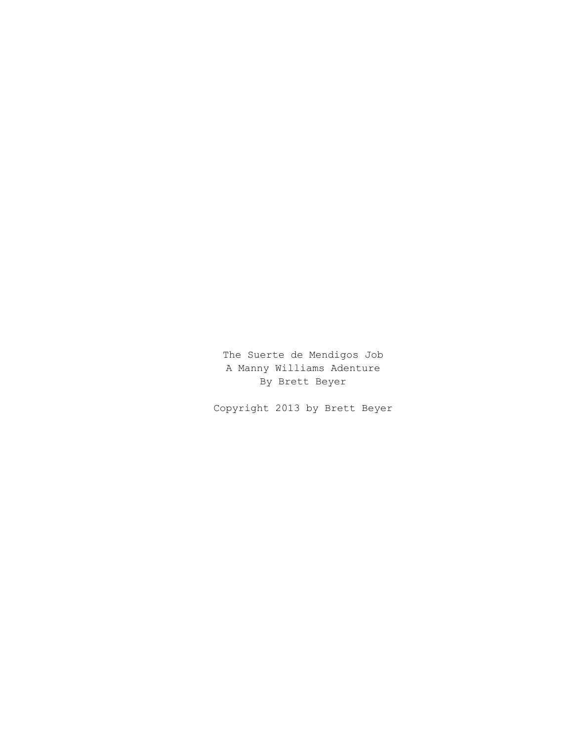The Suerte de Mendigos Job

A Manny Williams Adenture

By Brett Beyer

Copyright 2013 by Brett Beyer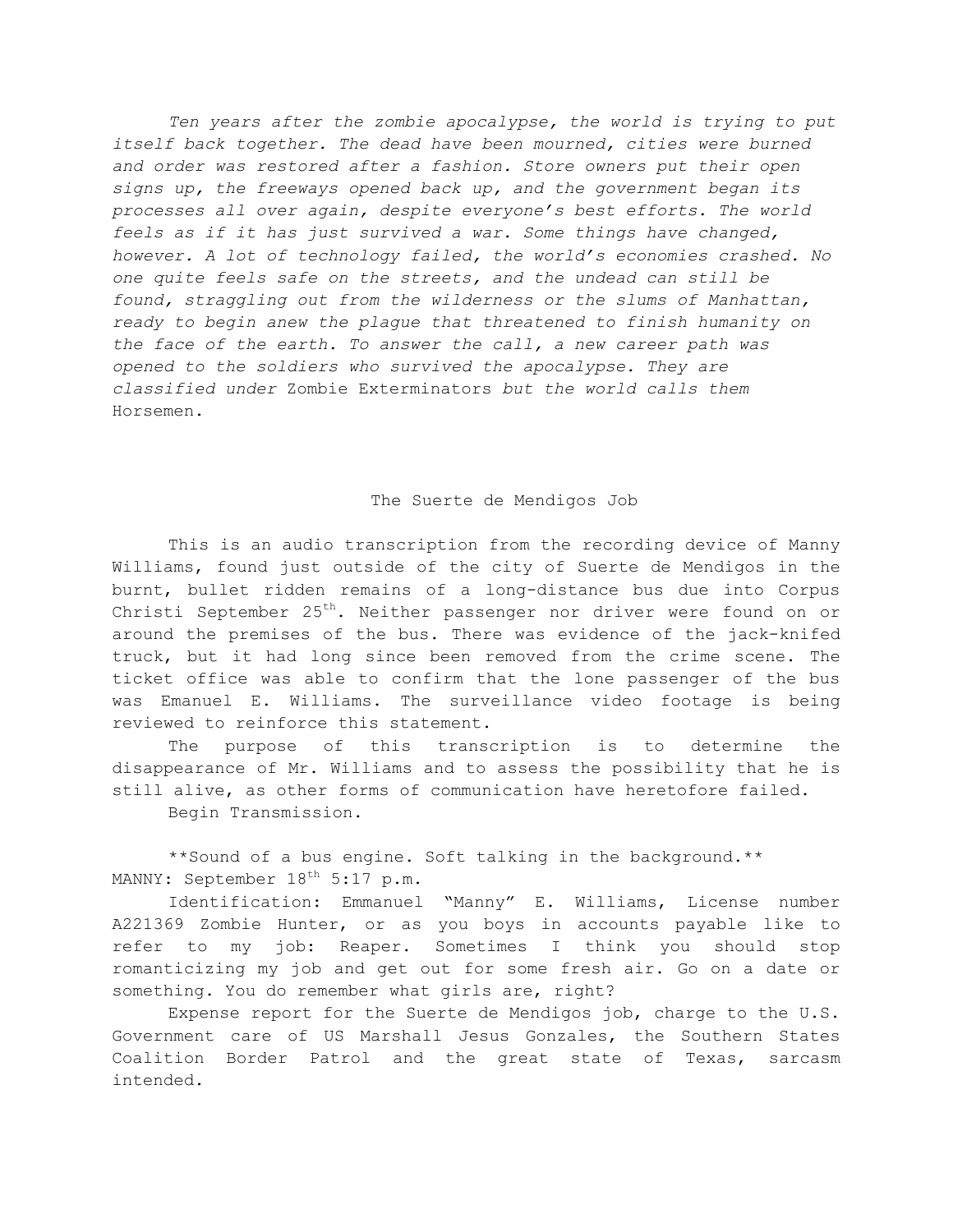*Ten years after the zombie apocalypse, the world is trying to put itself back together. The dead have been mourned, cities were burned and order was restored after a fashion. Store owners put their open signs up, the freeways opened back up, and the government began its processes all over again, despite everyone's best efforts. The world feels as if it has just survived a war. Some things have changed, however. A lot of technology failed, the world's economies crashed. No one quite feels safe on the streets, and the undead can still be found, straggling out from the wilderness or the slums of Manhattan, ready to begin anew the plague that threatened to finish humanity on the face of the earth. To answer the call, a new career path was opened to the soldiers who survived the apocalypse. They are classified under* Zombie Exterminators *but the world calls them* Horsemen.

## The Suerte de Mendigos Job

This is an audio transcription from the recording device of Manny Williams, found just outside of the city of Suerte de Mendigos in the burnt, bullet ridden remains of a long-distance bus due into Corpus Christi September 25th. Neither passenger nor driver were found on or around the premises of the bus. There was evidence of the jack-knifed truck, but it had long since been removed from the crime scene. The ticket office was able to confirm that the lone passenger of the bus was Emanuel E. Williams. The surveillance video footage is being reviewed to reinforce this statement.

The purpose of this transcription is to determine the disappearance of Mr. Williams and to assess the possibility that he is still alive, as other forms of communication have heretofore failed.

Begin Transmission.

**Sound of a bus engine. Soft talking in the background.**

MANNY: September 18th 5:17 p.m.

Identification: Emmanuel "Manny" E. Williams, License number A221369 Zombie Hunter, or as you boys in accounts payable like to refer to my job: Reaper. Sometimes I think you should stop romanticizing my job and get out for some fresh air. Go on a date or something. You do remember what girls are, right?

Expense report for the Suerte de Mendigos job, charge to the U.S. Government care of US Marshall Jesus Gonzales, the Southern States Coalition Border Patrol and the great state of Texas, sarcasm intended.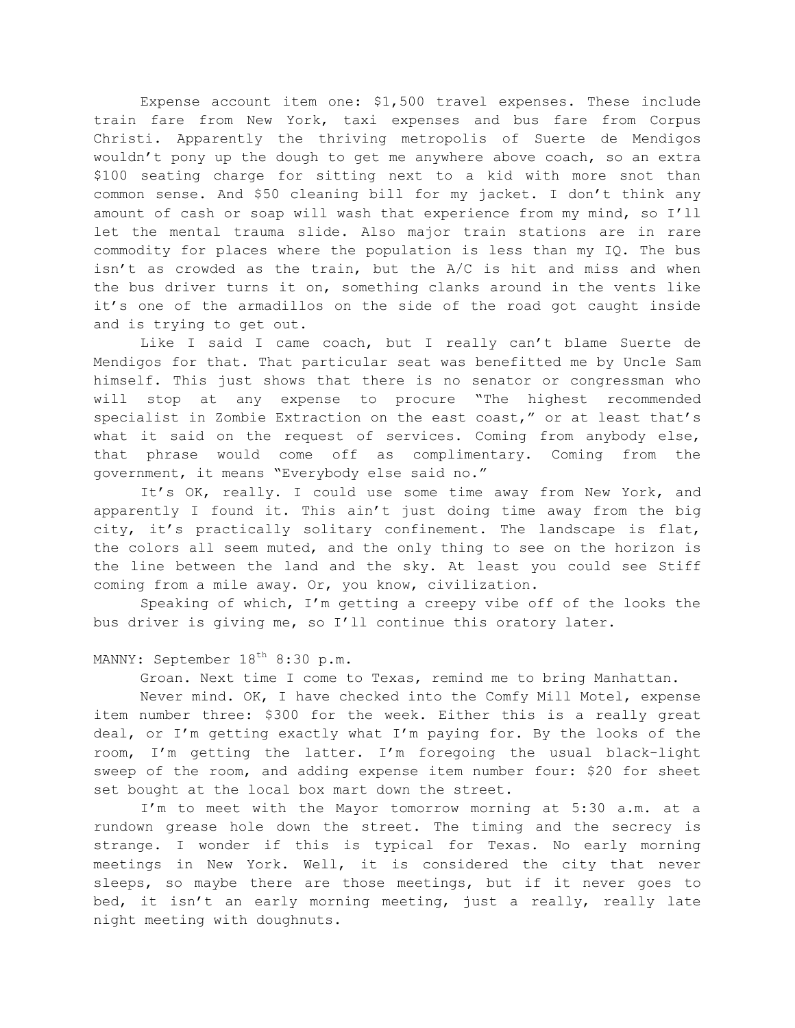Expense account item one: $1,500 travel expenses. These include train fare from New York, taxi expenses and bus fare from Corpus Christi. Apparently the thriving metropolis of Suerte de Mendigos wouldn't pony up the dough to get me anywhere above coach, so an extra $100 seating charge for sitting next to a kid with more snot than common sense. And $50 cleaning bill for my jacket. I don't think any amount of cash or soap will wash that experience from my mind, so I'll let the mental trauma slide. Also major train stations are in rare commodity for places where the population is less than my IQ. The bus isn't as crowded as the train, but the A/C is hit and miss and when the bus driver turns it on, something clanks around in the vents like it's one of the armadillos on the side of the road got caught inside and is trying to get out.

Like I said I came coach, but I really can't blame Suerte de Mendigos for that. That particular seat was benefitted me by Uncle Sam himself. This just shows that there is no senator or congressman who will stop at any expense to procure "The highest recommended specialist in Zombie Extraction on the east coast," or at least that's what it said on the request of services. Coming from anybody else, that phrase would come off as complimentary. Coming from the government, it means "Everybody else said no."

It's OK, really. I could use some time away from New York, and apparently I found it. This ain't just doing time away from the big city, it's practically solitary confinement. The landscape is flat, the colors all seem muted, and the only thing to see on the horizon is the line between the land and the sky. At least you could see Stiff coming from a mile away. Or, you know, civilization.

Speaking of which, I'm getting a creepy vibe off of the looks the bus driver is giving me, so I'll continue this oratory later.

MANNY: September 18th 8:30 p.m.

Groan. Next time I come to Texas, remind me to bring Manhattan.

Never mind. OK, I have checked into the Comfy Mill Motel, expense item number three: $300 for the week. Either this is a really great deal, or I'm getting exactly what I'm paying for. By the looks of the room, I'm getting the latter. I'm foregoing the usual black-light sweep of the room, and adding expense item number four: $20 for sheet set bought at the local box mart down the street.

I'm to meet with the Mayor tomorrow morning at 5:30 a.m. at a rundown grease hole down the street. The timing and the secrecy is strange. I wonder if this is typical for Texas. No early morning meetings in New York. Well, it is considered the city that never sleeps, so maybe there are those meetings, but if it never goes to bed, it isn't an early morning meeting, just a really, really late night meeting with doughnuts.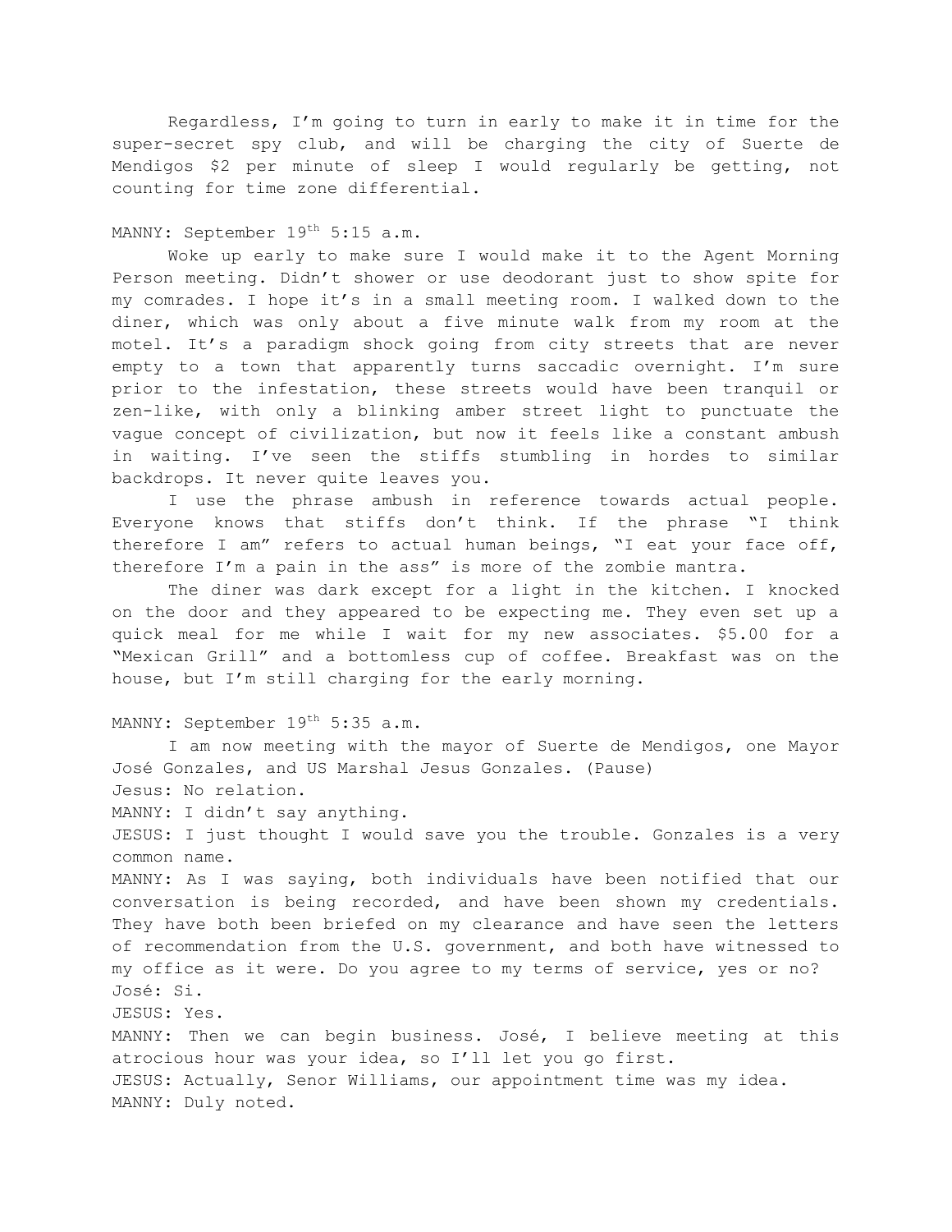Regardless, I'm going to turn in early to make it in time for the super-secret spy club, and will be charging the city of Suerte de Mendigos $2 per minute of sleep I would regularly be getting, not counting for time zone differential.

MANNY: September 19th 5:15 a.m.

Woke up early to make sure I would make it to the Agent Morning Person meeting. Didn't shower or use deodorant just to show spite for my comrades. I hope it's in a small meeting room. I walked down to the diner, which was only about a five minute walk from my room at the motel. It's a paradigm shock going from city streets that are never empty to a town that apparently turns saccadic overnight. I'm sure prior to the infestation, these streets would have been tranquil or zen-like, with only a blinking amber street light to punctuate the vague concept of civilization, but now it feels like a constant ambush in waiting. I've seen the stiffs stumbling in hordes to similar backdrops. It never quite leaves you.

I use the phrase ambush in reference towards actual people. Everyone knows that stiffs don't think. If the phrase "I think therefore I am" refers to actual human beings, "I eat your face off, therefore I'm a pain in the ass" is more of the zombie mantra.

The diner was dark except for a light in the kitchen. I knocked on the door and they appeared to be expecting me. They even set up a quick meal for me while I wait for my new associates. $5.00 for a "Mexican Grill" and a bottomless cup of coffee. Breakfast was on the house, but I'm still charging for the early morning.

MANNY: September 19th 5:35 a.m.

I am now meeting with the mayor of Suerte de Mendigos, one Mayor José Gonzales, and US Marshal Jesus Gonzales. (Pause)

Jesus: No relation.

MANNY: I didn't say anything.

JESUS: I just thought I would save you the trouble. Gonzales is a very common name.

MANNY: As I was saying, both individuals have been notified that our conversation is being recorded, and have been shown my credentials. They have both been briefed on my clearance and have seen the letters of recommendation from the U.S. government, and both have witnessed to my office as it were. Do you agree to my terms of service, yes or no?

José: Si.

JESUS: Yes.

MANNY: Then we can begin business. José, I believe meeting at this atrocious hour was your idea, so I'll let you go first.

JESUS: Actually, Senor Williams, our appointment time was my idea.

MANNY: Duly noted.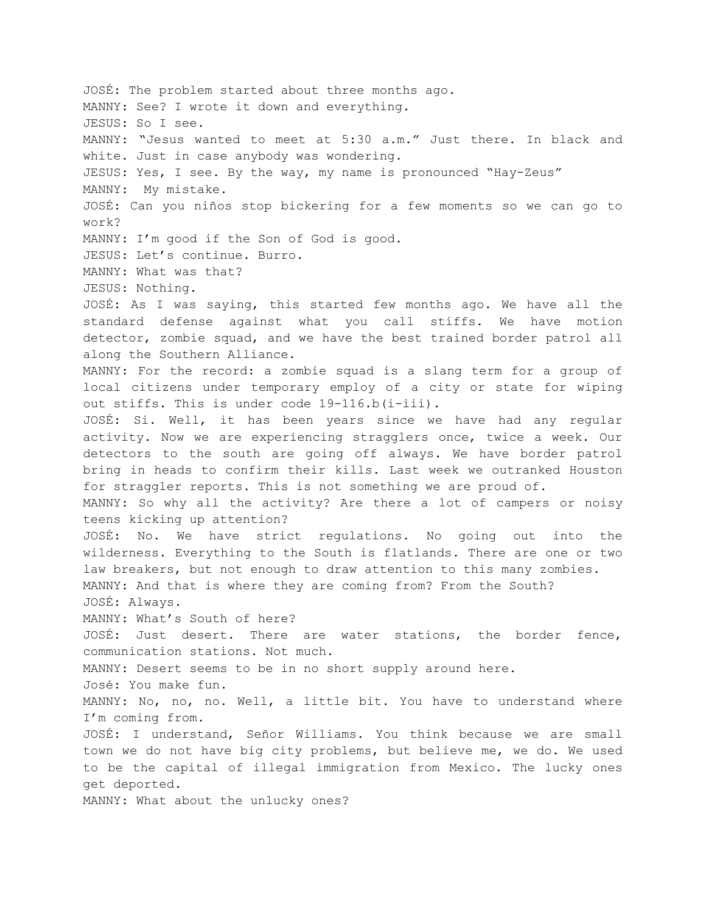JOSÉ: The problem started about three months ago.

MANNY: See? I wrote it down and everything.

JESUS: So I see.

MANNY: "Jesus wanted to meet at 5:30 a.m." Just there. In black and white. Just in case anybody was wondering.

JESUS: Yes, I see. By the way, my name is pronounced "Hay-Zeus"

MANNY: My mistake.

JOSÉ: Can you niños stop bickering for a few moments so we can go to work?

MANNY: I'm good if the Son of God is good.

JESUS: Let's continue. Burro.

MANNY: What was that?

JESUS: Nothing.

JOSÉ: As I was saying, this started few months ago. We have all the standard defense against what you call stiffs. We have motion detector, zombie squad, and we have the best trained border patrol all along the Southern Alliance.

MANNY: For the record: a zombie squad is a slang term for a group of local citizens under temporary employ of a city or state for wiping out stiffs. This is under code 19-116.b(i-iii).

JOSÉ: Si. Well, it has been years since we have had any regular activity. Now we are experiencing stragglers once, twice a week. Our detectors to the south are going off always. We have border patrol bring in heads to confirm their kills. Last week we outranked Houston for straggler reports. This is not something we are proud of.

MANNY: So why all the activity? Are there a lot of campers or noisy teens kicking up attention?

JOSÉ: No. We have strict regulations. No going out into the wilderness. Everything to the South is flatlands. There are one or two law breakers, but not enough to draw attention to this many zombies.

MANNY: And that is where they are coming from? From the South?

JOSÉ: Always.

MANNY: What's South of here?

JOSÉ: Just desert. There are water stations, the border fence, communication stations. Not much.

MANNY: Desert seems to be in no short supply around here.

José: You make fun.

MANNY: No, no, no. Well, a little bit. You have to understand where I'm coming from.

JOSÉ: I understand, Señor Williams. You think because we are small town we do not have big city problems, but believe me, we do. We used to be the capital of illegal immigration from Mexico. The lucky ones get deported.

MANNY: What about the unlucky ones?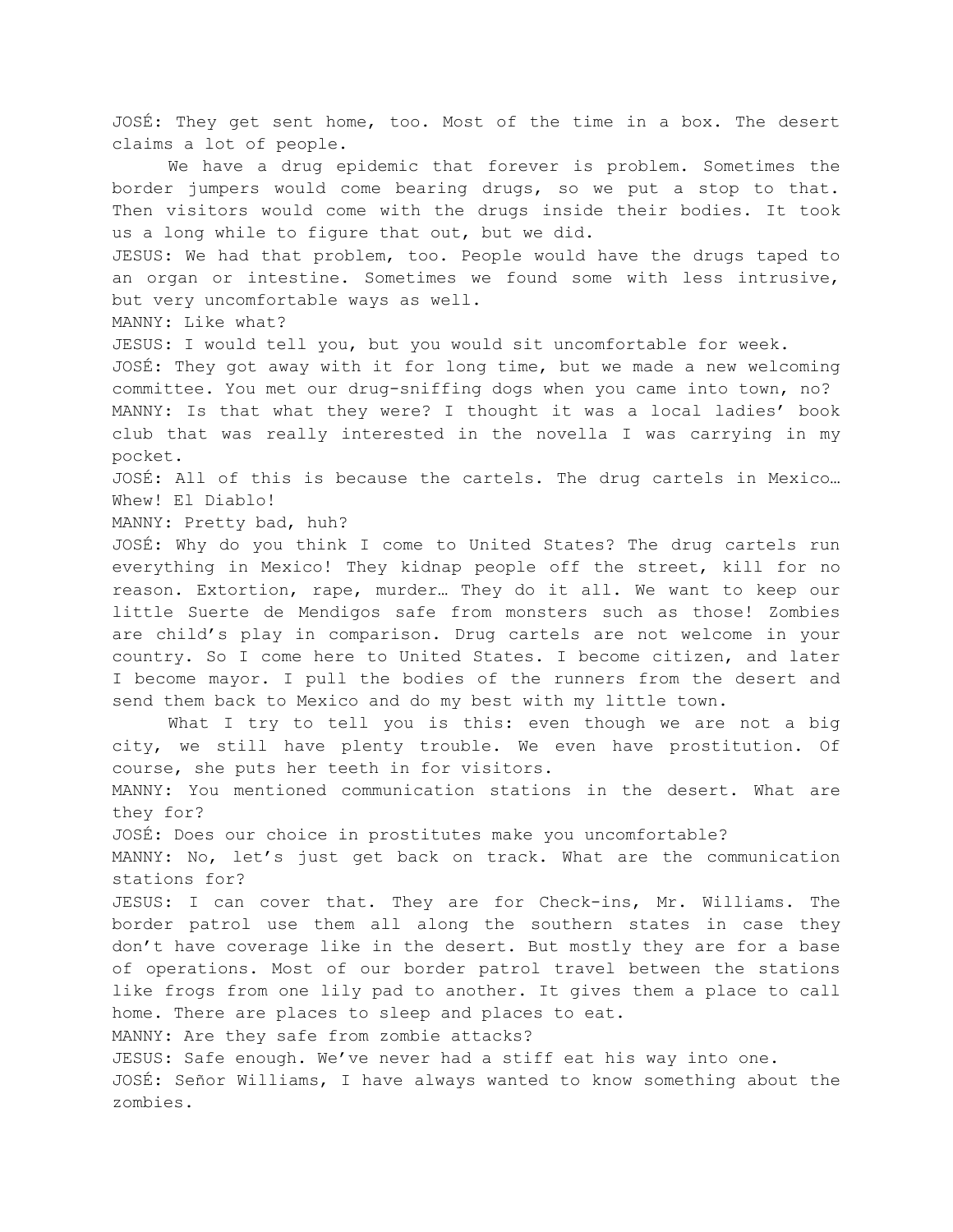JOSÉ: They get sent home, too. Most of the time in a box. The desert claims a lot of people.

We have a drug epidemic that forever is problem. Sometimes the border jumpers would come bearing drugs, so we put a stop to that. Then visitors would come with the drugs inside their bodies. It took us a long while to figure that out, but we did.

JESUS: We had that problem, too. People would have the drugs taped to an organ or intestine. Sometimes we found some with less intrusive, but very uncomfortable ways as well.

MANNY: Like what?

JESUS: I would tell you, but you would sit uncomfortable for week.

JOSÉ: They got away with it for long time, but we made a new welcoming committee. You met our drug-sniffing dogs when you came into town, no?

MANNY: Is that what they were? I thought it was a local ladies' book club that was really interested in the novella I was carrying in my pocket.

JOSÉ: All of this is because the cartels. The drug cartels in Mexico… Whew! El Diablo!

MANNY: Pretty bad, huh?

JOSÉ: Why do you think I come to United States? The drug cartels run everything in Mexico! They kidnap people off the street, kill for no reason. Extortion, rape, murder… They do it all. We want to keep our little Suerte de Mendigos safe from monsters such as those! Zombies are child's play in comparison. Drug cartels are not welcome in your country. So I come here to United States. I become citizen, and later I become mayor. I pull the bodies of the runners from the desert and send them back to Mexico and do my best with my little town.

What I try to tell you is this: even though we are not a big city, we still have plenty trouble. We even have prostitution. Of course, she puts her teeth in for visitors.

MANNY: You mentioned communication stations in the desert. What are they for?

JOSÉ: Does our choice in prostitutes make you uncomfortable?

MANNY: No, let's just get back on track. What are the communication stations for?

JESUS: I can cover that. They are for Check-ins, Mr. Williams. The border patrol use them all along the southern states in case they don't have coverage like in the desert. But mostly they are for a base of operations. Most of our border patrol travel between the stations like frogs from one lily pad to another. It gives them a place to call home. There are places to sleep and places to eat.

MANNY: Are they safe from zombie attacks?

JESUS: Safe enough. We've never had a stiff eat his way into one.

JOSÉ: Señor Williams, I have always wanted to know something about the zombies.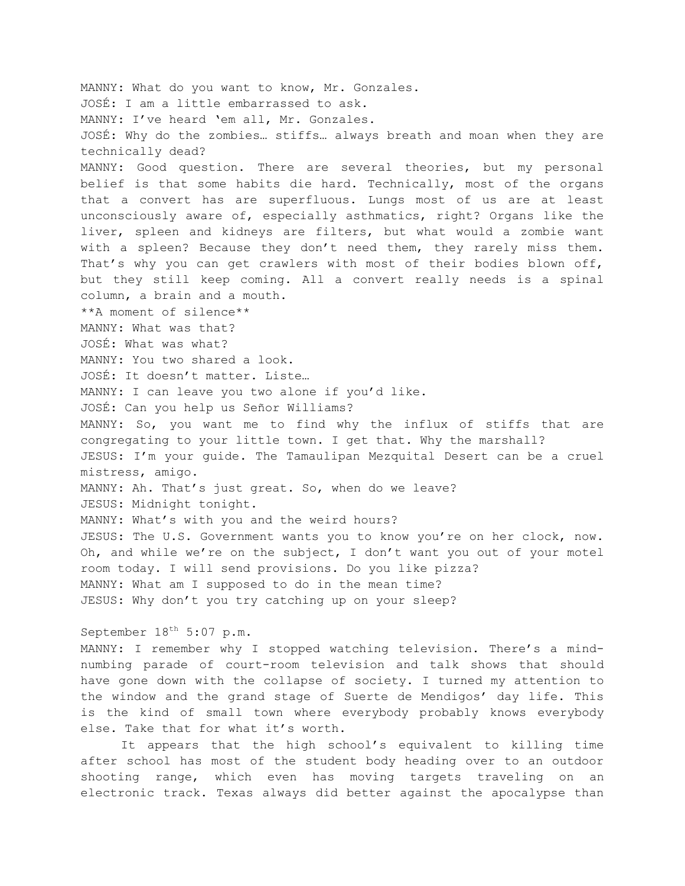MANNY: What do you want to know, Mr. Gonzales.
JOSÉ: I am a little embarrassed to ask.
MANNY: I've heard 'em all, Mr. Gonzales.
JOSÉ: Why do the zombies… stiffs… always breath and moan when they are technically dead?
MANNY: Good question. There are several theories, but my personal belief is that some habits die hard. Technically, most of the organs that a convert has are superfluous. Lungs most of us are at least unconsciously aware of, especially asthmatics, right? Organs like the liver, spleen and kidneys are filters, but what would a zombie want with a spleen? Because they don't need them, they rarely miss them. That's why you can get crawlers with most of their bodies blown off, but they still keep coming. All a convert really needs is a spinal column, a brain and a mouth.
**A moment of silence**
MANNY: What was that?
JOSÉ: What was what?
MANNY: You two shared a look.
JOSÉ: It doesn't matter. Liste…
MANNY: I can leave you two alone if you'd like.
JOSÉ: Can you help us Señor Williams?
MANNY: So, you want me to find why the influx of stiffs that are congregating to your little town. I get that. Why the marshall?
JESUS: I'm your guide. The Tamaulipan Mezquital Desert can be a cruel mistress, amigo.
MANNY: Ah. That's just great. So, when do we leave?
JESUS: Midnight tonight.
MANNY: What's with you and the weird hours?
JESUS: The U.S. Government wants you to know you're on her clock, now. Oh, and while we're on the subject, I don't want you out of your motel room today. I will send provisions. Do you like pizza?
MANNY: What am I supposed to do in the mean time?
JESUS: Why don't you try catching up on your sleep?

September 18th 5:07 p.m.
MANNY: I remember why I stopped watching television. There's a mind-numbing parade of court-room television and talk shows that should have gone down with the collapse of society. I turned my attention to the window and the grand stage of Suerte de Mendigos' day life. This is the kind of small town where everybody probably knows everybody else. Take that for what it's worth.

It appears that the high school's equivalent to killing time after school has most of the student body heading over to an outdoor shooting range, which even has moving targets traveling on an electronic track. Texas always did better against the apocalypse than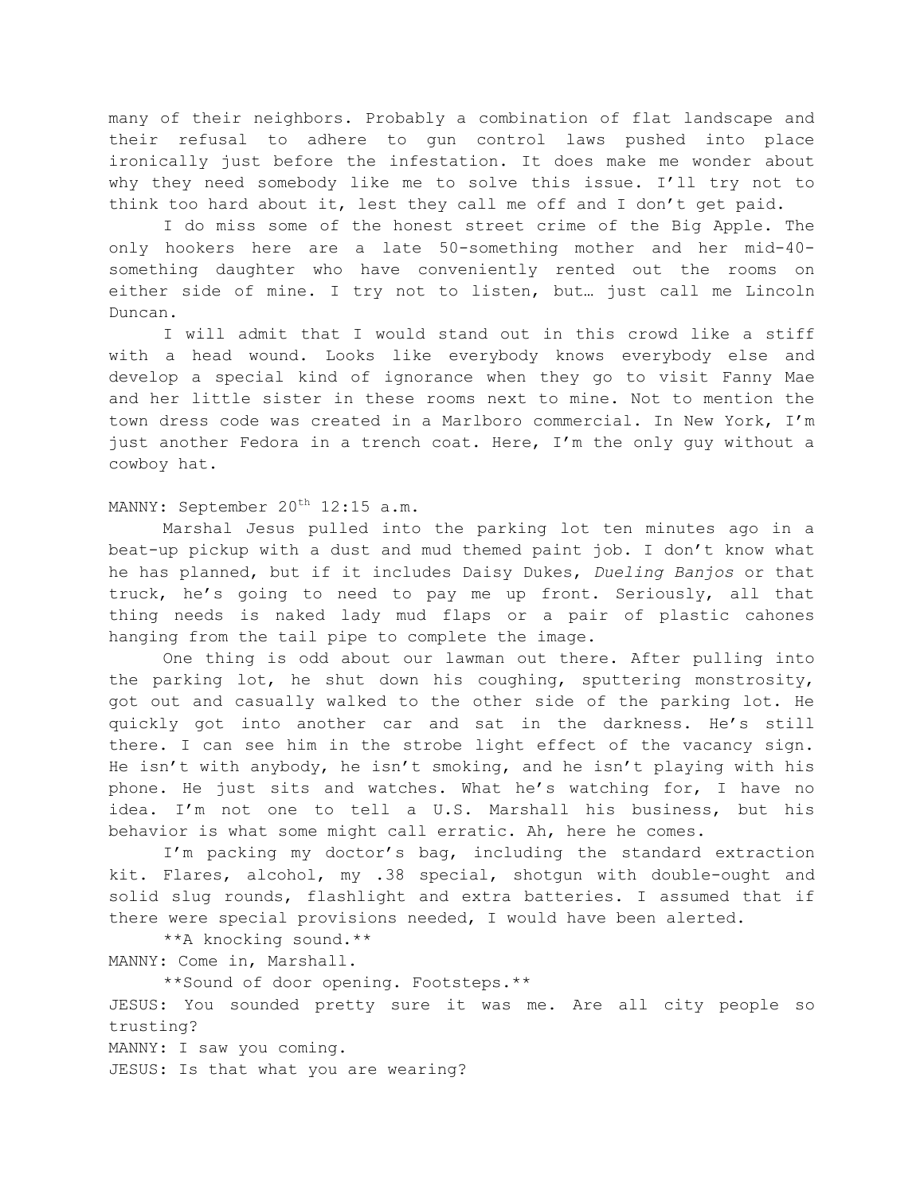many of their neighbors. Probably a combination of flat landscape and their refusal to adhere to gun control laws pushed into place ironically just before the infestation. It does make me wonder about why they need somebody like me to solve this issue. I'll try not to think too hard about it, lest they call me off and I don't get paid.

I do miss some of the honest street crime of the Big Apple. The only hookers here are a late 50-something mother and her mid-40-something daughter who have conveniently rented out the rooms on either side of mine. I try not to listen, but… just call me Lincoln Duncan.

I will admit that I would stand out in this crowd like a stiff with a head wound. Looks like everybody knows everybody else and develop a special kind of ignorance when they go to visit Fanny Mae and her little sister in these rooms next to mine. Not to mention the town dress code was created in a Marlboro commercial. In New York, I'm just another Fedora in a trench coat. Here, I'm the only guy without a cowboy hat.

MANNY: September 20th 12:15 a.m.

Marshal Jesus pulled into the parking lot ten minutes ago in a beat-up pickup with a dust and mud themed paint job. I don't know what he has planned, but if it includes Daisy Dukes, *Dueling Banjos* or that truck, he's going to need to pay me up front. Seriously, all that thing needs is naked lady mud flaps or a pair of plastic cahones hanging from the tail pipe to complete the image.

One thing is odd about our lawman out there. After pulling into the parking lot, he shut down his coughing, sputtering monstrosity, got out and casually walked to the other side of the parking lot. He quickly got into another car and sat in the darkness. He's still there. I can see him in the strobe light effect of the vacancy sign. He isn't with anybody, he isn't smoking, and he isn't playing with his phone. He just sits and watches. What he's watching for, I have no idea. I'm not one to tell a U.S. Marshall his business, but his behavior is what some might call erratic. Ah, here he comes.

I'm packing my doctor's bag, including the standard extraction kit. Flares, alcohol, my .38 special, shotgun with double-ought and solid slug rounds, flashlight and extra batteries. I assumed that if there were special provisions needed, I would have been alerted.

**A knocking sound.**

MANNY: Come in, Marshall.

**Sound of door opening. Footsteps.**

JESUS: You sounded pretty sure it was me. Are all city people so trusting?

MANNY: I saw you coming.

JESUS: Is that what you are wearing?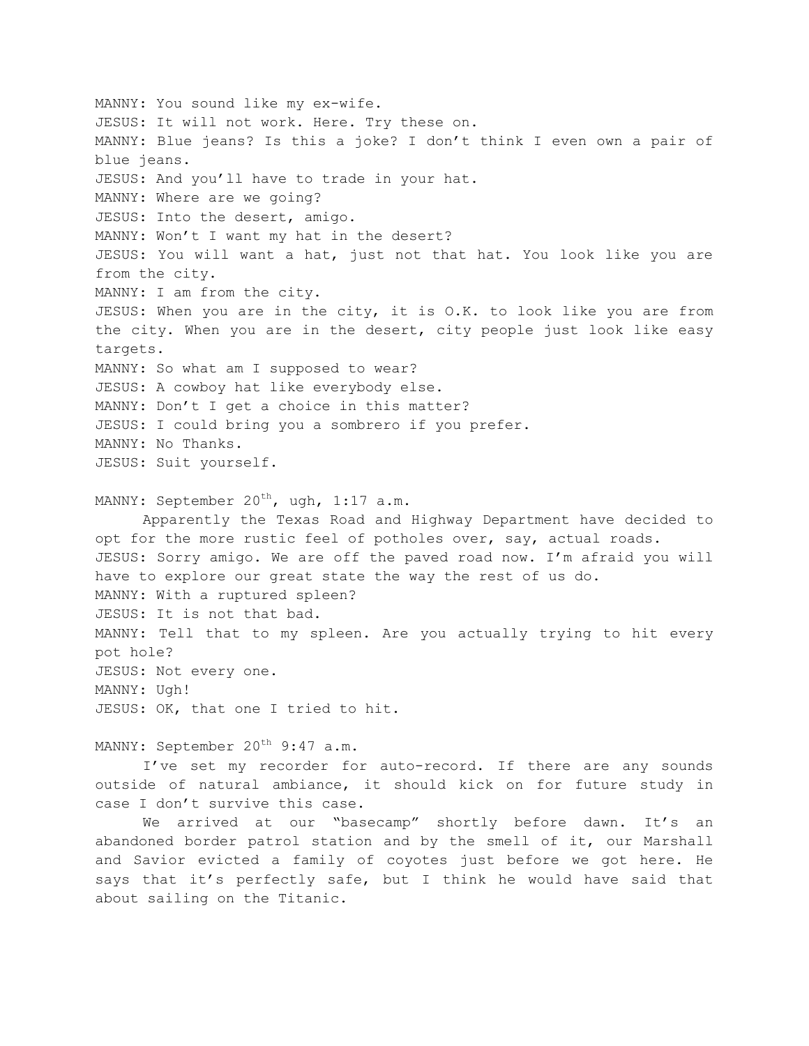MANNY: You sound like my ex-wife.
JESUS: It will not work. Here. Try these on.
MANNY: Blue jeans? Is this a joke? I don't think I even own a pair of blue jeans.
JESUS: And you'll have to trade in your hat.
MANNY: Where are we going?
JESUS: Into the desert, amigo.
MANNY: Won't I want my hat in the desert?
JESUS: You will want a hat, just not that hat. You look like you are from the city.
MANNY: I am from the city.
JESUS: When you are in the city, it is O.K. to look like you are from the city. When you are in the desert, city people just look like easy targets.
MANNY: So what am I supposed to wear?
JESUS: A cowboy hat like everybody else.
MANNY: Don't I get a choice in this matter?
JESUS: I could bring you a sombrero if you prefer.
MANNY: No Thanks.
JESUS: Suit yourself.

MANNY: September 20th, ugh, 1:17 a.m.

Apparently the Texas Road and Highway Department have decided to opt for the more rustic feel of potholes over, say, actual roads.
JESUS: Sorry amigo. We are off the paved road now. I'm afraid you will have to explore our great state the way the rest of us do.
MANNY: With a ruptured spleen?
JESUS: It is not that bad.
MANNY: Tell that to my spleen. Are you actually trying to hit every pot hole?
JESUS: Not every one.
MANNY: Ugh!
JESUS: OK, that one I tried to hit.

MANNY: September 20th 9:47 a.m.

I've set my recorder for auto-record. If there are any sounds outside of natural ambiance, it should kick on for future study in case I don't survive this case.

We arrived at our "basecamp" shortly before dawn. It's an abandoned border patrol station and by the smell of it, our Marshall and Savior evicted a family of coyotes just before we got here. He says that it's perfectly safe, but I think he would have said that about sailing on the Titanic.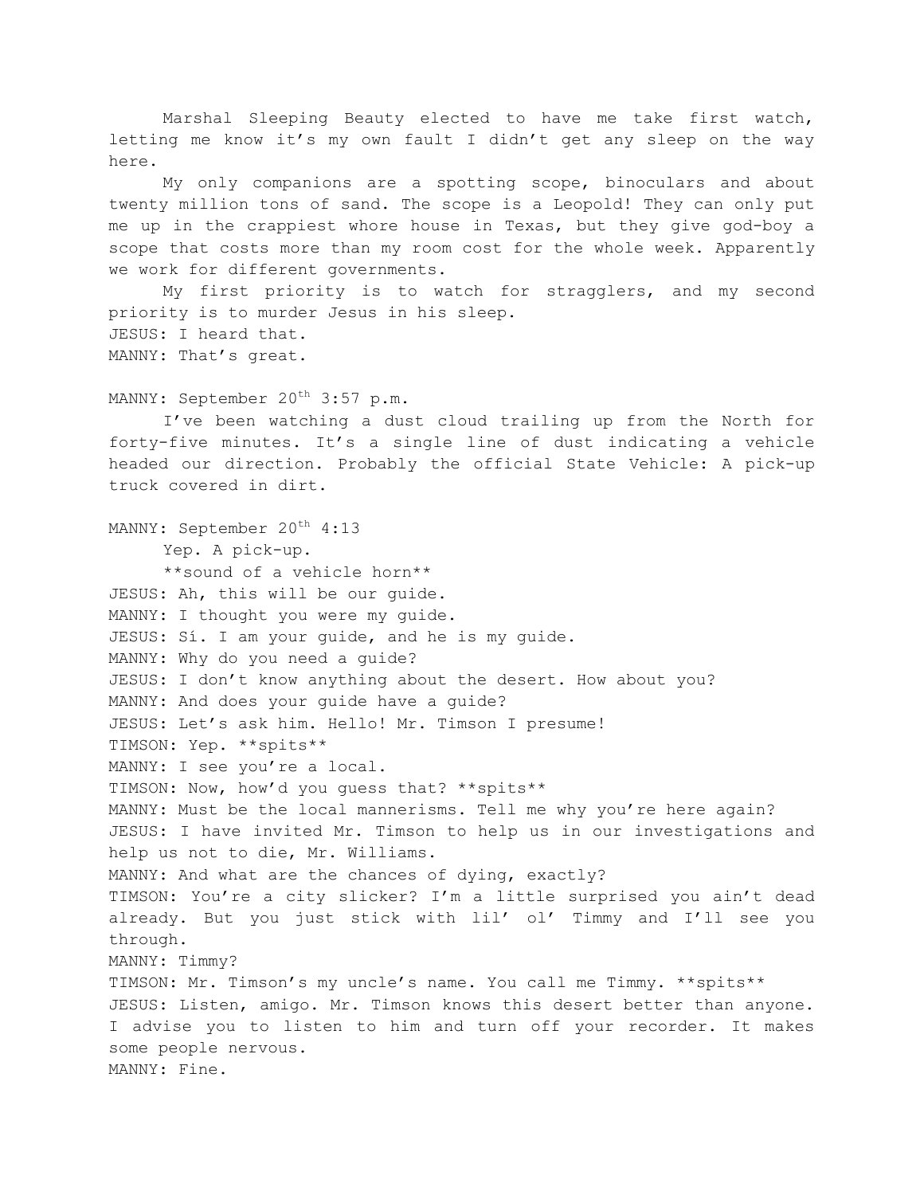Marshal Sleeping Beauty elected to have me take first watch, letting me know it's my own fault I didn't get any sleep on the way here.

My only companions are a spotting scope, binoculars and about twenty million tons of sand. The scope is a Leopold! They can only put me up in the crappiest whore house in Texas, but they give god-boy a scope that costs more than my room cost for the whole week. Apparently we work for different governments.

My first priority is to watch for stragglers, and my second priority is to murder Jesus in his sleep.

JESUS: I heard that.
MANNY: That's great.

MANNY: September 20th 3:57 p.m.

I've been watching a dust cloud trailing up from the North for forty-five minutes. It's a single line of dust indicating a vehicle headed our direction. Probably the official State Vehicle: A pick-up truck covered in dirt.

MANNY: September 20th 4:13

Yep. A pick-up.

**sound of a vehicle horn**

JESUS: Ah, this will be our guide.
MANNY: I thought you were my guide.
JESUS: Sí. I am your guide, and he is my guide.
MANNY: Why do you need a guide?
JESUS: I don't know anything about the desert. How about you?
MANNY: And does your guide have a guide?
JESUS: Let's ask him. Hello! Mr. Timson I presume!
TIMSON: Yep. **spits**
MANNY: I see you're a local.
TIMSON: Now, how'd you guess that? **spits**
MANNY: Must be the local mannerisms. Tell me why you're here again?
JESUS: I have invited Mr. Timson to help us in our investigations and help us not to die, Mr. Williams.
MANNY: And what are the chances of dying, exactly?
TIMSON: You're a city slicker? I'm a little surprised you ain't dead already. But you just stick with lil' ol' Timmy and I'll see you through.
MANNY: Timmy?
TIMSON: Mr. Timson's my uncle's name. You call me Timmy. **spits**
JESUS: Listen, amigo. Mr. Timson knows this desert better than anyone. I advise you to listen to him and turn off your recorder. It makes some people nervous.
MANNY: Fine.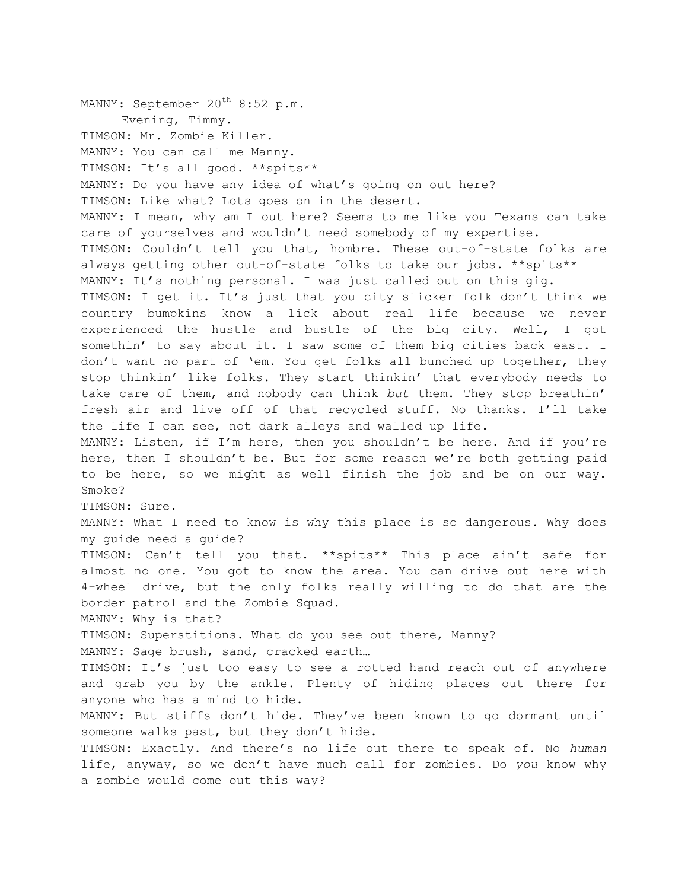MANNY: September 20th 8:52 p.m.

Evening, Timmy.

TIMSON: Mr. Zombie Killer.

MANNY: You can call me Manny.

TIMSON: It's all good. **spits**

MANNY: Do you have any idea of what's going on out here?

TIMSON: Like what? Lots goes on in the desert.

MANNY: I mean, why am I out here? Seems to me like you Texans can take care of yourselves and wouldn't need somebody of my expertise.

TIMSON: Couldn't tell you that, hombre. These out-of-state folks are always getting other out-of-state folks to take our jobs. **spits**

MANNY: It's nothing personal. I was just called out on this gig.

TIMSON: I get it. It's just that you city slicker folk don't think we country bumpkins know a lick about real life because we never experienced the hustle and bustle of the big city. Well, I got somethin' to say about it. I saw some of them big cities back east. I don't want no part of 'em. You get folks all bunched up together, they stop thinkin' like folks. They start thinkin' that everybody needs to take care of them, and nobody can think *but* them. They stop breathin' fresh air and live off of that recycled stuff. No thanks. I'll take the life I can see, not dark alleys and walled up life.

MANNY: Listen, if I'm here, then you shouldn't be here. And if you're here, then I shouldn't be. But for some reason we're both getting paid to be here, so we might as well finish the job and be on our way. Smoke?

TIMSON: Sure.

MANNY: What I need to know is why this place is so dangerous. Why does my guide need a guide?

TIMSON: Can't tell you that. **spits** This place ain't safe for almost no one. You got to know the area. You can drive out here with 4-wheel drive, but the only folks really willing to do that are the border patrol and the Zombie Squad.

MANNY: Why is that?

TIMSON: Superstitions. What do you see out there, Manny?

MANNY: Sage brush, sand, cracked earth…

TIMSON: It's just too easy to see a rotted hand reach out of anywhere and grab you by the ankle. Plenty of hiding places out there for anyone who has a mind to hide.

MANNY: But stiffs don't hide. They've been known to go dormant until someone walks past, but they don't hide.

TIMSON: Exactly. And there's no life out there to speak of. No *human* life, anyway, so we don't have much call for zombies. Do *you* know why a zombie would come out this way?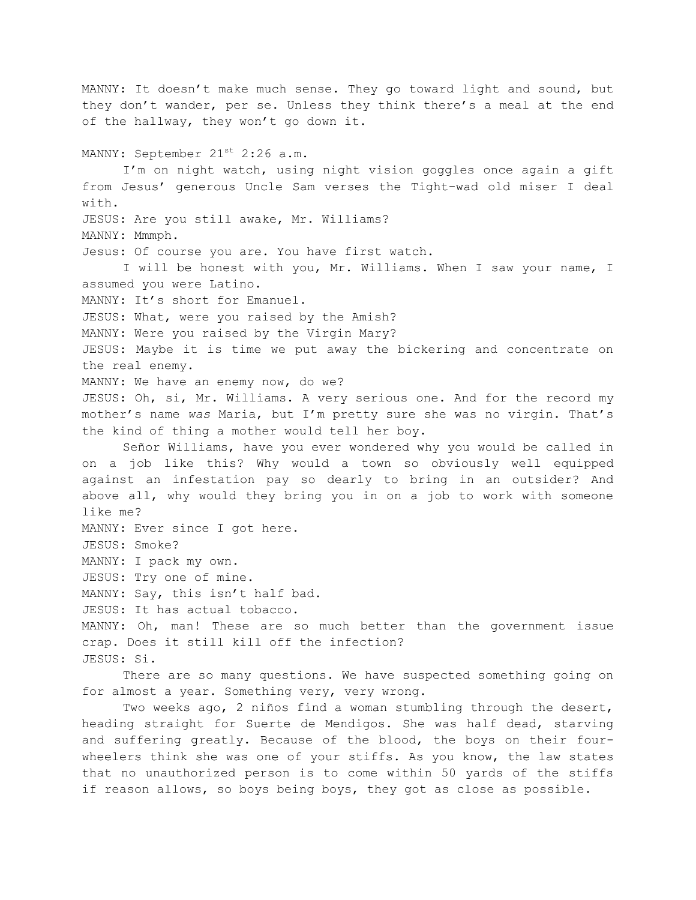MANNY: It doesn't make much sense. They go toward light and sound, but they don't wander, per se. Unless they think there's a meal at the end of the hallway, they won't go down it.

MANNY: September 21st 2:26 a.m.

I'm on night watch, using night vision goggles once again a gift from Jesus' generous Uncle Sam verses the Tight-wad old miser I deal with.

JESUS: Are you still awake, Mr. Williams?

MANNY: Mmmph.

Jesus: Of course you are. You have first watch.

I will be honest with you, Mr. Williams. When I saw your name, I assumed you were Latino.

MANNY: It's short for Emanuel.

JESUS: What, were you raised by the Amish?

MANNY: Were you raised by the Virgin Mary?

JESUS: Maybe it is time we put away the bickering and concentrate on the real enemy.

MANNY: We have an enemy now, do we?

JESUS: Oh, si, Mr. Williams. A very serious one. And for the record my mother's name *was* Maria, but I'm pretty sure she was no virgin. That's the kind of thing a mother would tell her boy.

Señor Williams, have you ever wondered why you would be called in on a job like this? Why would a town so obviously well equipped against an infestation pay so dearly to bring in an outsider? And above all, why would they bring you in on a job to work with someone like me?

MANNY: Ever since I got here.

JESUS: Smoke?

MANNY: I pack my own.

JESUS: Try one of mine.

MANNY: Say, this isn't half bad.

JESUS: It has actual tobacco.

MANNY: Oh, man! These are so much better than the government issue crap. Does it still kill off the infection?

JESUS: Si.

There are so many questions. We have suspected something going on for almost a year. Something very, very wrong.

Two weeks ago, 2 niños find a woman stumbling through the desert, heading straight for Suerte de Mendigos. She was half dead, starving and suffering greatly. Because of the blood, the boys on their four-wheelers think she was one of your stiffs. As you know, the law states that no unauthorized person is to come within 50 yards of the stiffs if reason allows, so boys being boys, they got as close as possible.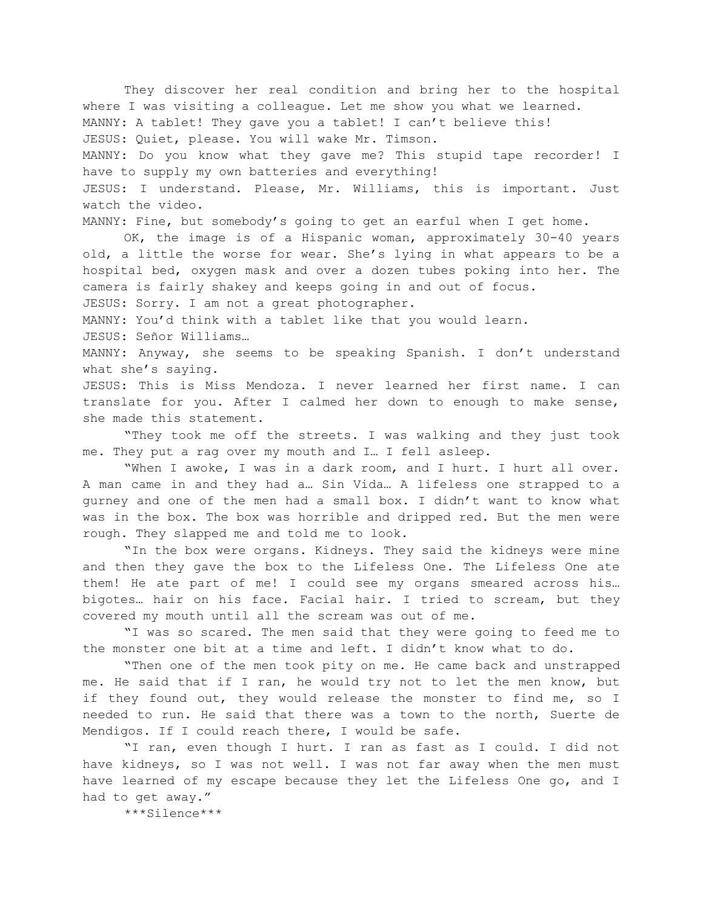They discover her real condition and bring her to the hospital where I was visiting a colleague. Let me show you what we learned.

MANNY: A tablet! They gave you a tablet! I can't believe this!

JESUS: Quiet, please. You will wake Mr. Timson.

MANNY: Do you know what they gave me? This stupid tape recorder! I have to supply my own batteries and everything!

JESUS: I understand. Please, Mr. Williams, this is important. Just watch the video.

MANNY: Fine, but somebody's going to get an earful when I get home.

OK, the image is of a Hispanic woman, approximately 30-40 years old, a little the worse for wear. She's lying in what appears to be a hospital bed, oxygen mask and over a dozen tubes poking into her. The camera is fairly shakey and keeps going in and out of focus.

JESUS: Sorry. I am not a great photographer.

MANNY: You'd think with a tablet like that you would learn.

JESUS: Señor Williams…

MANNY: Anyway, she seems to be speaking Spanish. I don't understand what she's saying.

JESUS: This is Miss Mendoza. I never learned her first name. I can translate for you. After I calmed her down to enough to make sense, she made this statement.

"They took me off the streets. I was walking and they just took me. They put a rag over my mouth and I… I fell asleep.

"When I awoke, I was in a dark room, and I hurt. I hurt all over. A man came in and they had a… Sin Vida… A lifeless one strapped to a gurney and one of the men had a small box. I didn't want to know what was in the box. The box was horrible and dripped red. But the men were rough. They slapped me and told me to look.

"In the box were organs. Kidneys. They said the kidneys were mine and then they gave the box to the Lifeless One. The Lifeless One ate them! He ate part of me! I could see my organs smeared across his… bigotes… hair on his face. Facial hair. I tried to scream, but they covered my mouth until all the scream was out of me.

"I was so scared. The men said that they were going to feed me to the monster one bit at a time and left. I didn't know what to do.

"Then one of the men took pity on me. He came back and unstrapped me. He said that if I ran, he would try not to let the men know, but if they found out, they would release the monster to find me, so I needed to run. He said that there was a town to the north, Suerte de Mendigos. If I could reach there, I would be safe.

"I ran, even though I hurt. I ran as fast as I could. I did not have kidneys, so I was not well. I was not far away when the men must have learned of my escape because they let the Lifeless One go, and I had to get away."

***Silence***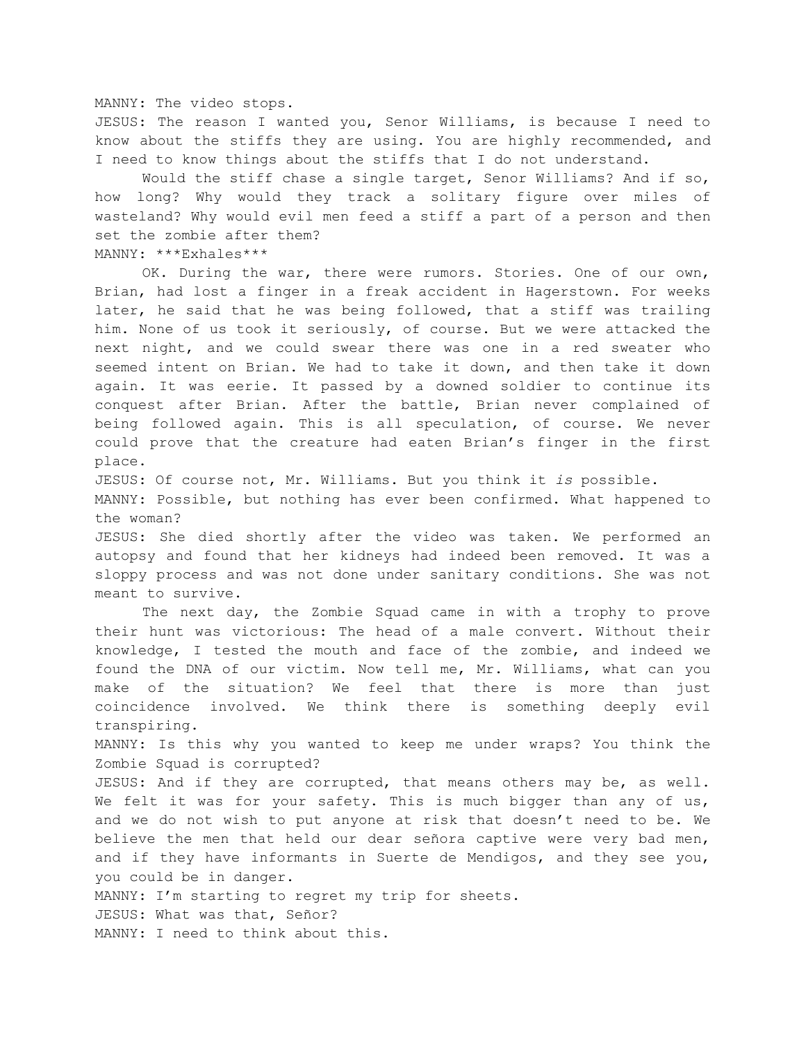MANNY: The video stops.

JESUS: The reason I wanted you, Senor Williams, is because I need to know about the stiffs they are using. You are highly recommended, and I need to know things about the stiffs that I do not understand.

Would the stiff chase a single target, Senor Williams? And if so, how long? Why would they track a solitary figure over miles of wasteland? Why would evil men feed a stiff a part of a person and then set the zombie after them?

MANNY: ***Exhales***

OK. During the war, there were rumors. Stories. One of our own, Brian, had lost a finger in a freak accident in Hagerstown. For weeks later, he said that he was being followed, that a stiff was trailing him. None of us took it seriously, of course. But we were attacked the next night, and we could swear there was one in a red sweater who seemed intent on Brian. We had to take it down, and then take it down again. It was eerie. It passed by a downed soldier to continue its conquest after Brian. After the battle, Brian never complained of being followed again. This is all speculation, of course. We never could prove that the creature had eaten Brian's finger in the first place.

JESUS: Of course not, Mr. Williams. But you think it *is* possible.

MANNY: Possible, but nothing has ever been confirmed. What happened to the woman?

JESUS: She died shortly after the video was taken. We performed an autopsy and found that her kidneys had indeed been removed. It was a sloppy process and was not done under sanitary conditions. She was not meant to survive.

The next day, the Zombie Squad came in with a trophy to prove their hunt was victorious: The head of a male convert. Without their knowledge, I tested the mouth and face of the zombie, and indeed we found the DNA of our victim. Now tell me, Mr. Williams, what can you make of the situation? We feel that there is more than just coincidence involved. We think there is something deeply evil transpiring.

MANNY: Is this why you wanted to keep me under wraps? You think the Zombie Squad is corrupted?

JESUS: And if they are corrupted, that means others may be, as well. We felt it was for your safety. This is much bigger than any of us, and we do not wish to put anyone at risk that doesn't need to be. We believe the men that held our dear señora captive were very bad men, and if they have informants in Suerte de Mendigos, and they see you, you could be in danger.

MANNY: I'm starting to regret my trip for sheets.

JESUS: What was that, Señor?

MANNY: I need to think about this.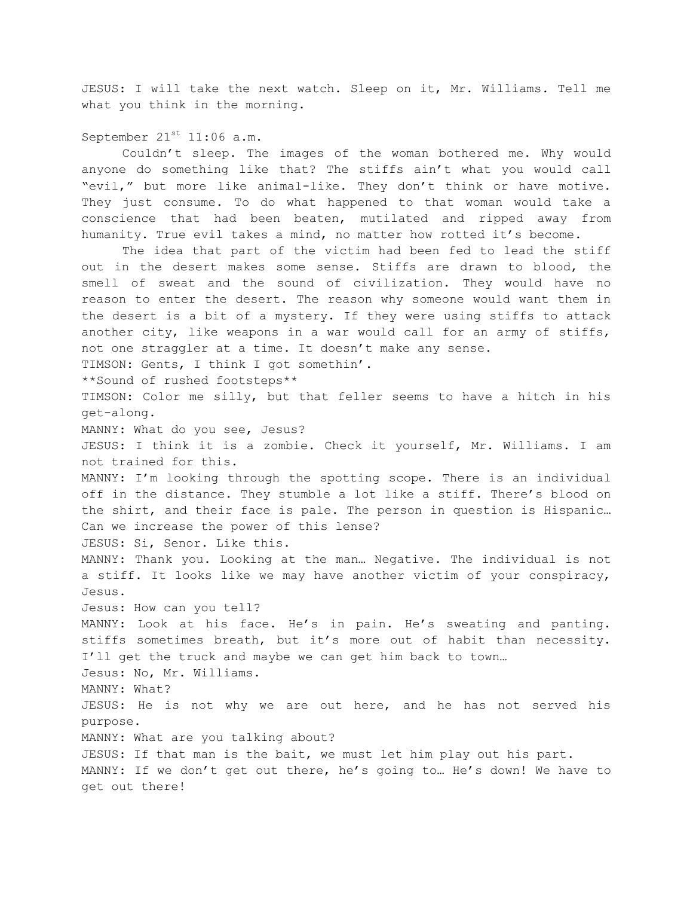JESUS: I will take the next watch. Sleep on it, Mr. Williams. Tell me what you think in the morning.

September 21st 11:06 a.m.

Couldn't sleep. The images of the woman bothered me. Why would anyone do something like that? The stiffs ain't what you would call "evil," but more like animal-like. They don't think or have motive. They just consume. To do what happened to that woman would take a conscience that had been beaten, mutilated and ripped away from humanity. True evil takes a mind, no matter how rotted it's become.

The idea that part of the victim had been fed to lead the stiff out in the desert makes some sense. Stiffs are drawn to blood, the smell of sweat and the sound of civilization. They would have no reason to enter the desert. The reason why someone would want them in the desert is a bit of a mystery. If they were using stiffs to attack another city, like weapons in a war would call for an army of stiffs, not one straggler at a time. It doesn't make any sense.

TIMSON: Gents, I think I got somethin'.

**Sound of rushed footsteps**

TIMSON: Color me silly, but that feller seems to have a hitch in his get-along.

MANNY: What do you see, Jesus?

JESUS: I think it is a zombie. Check it yourself, Mr. Williams. I am not trained for this.

MANNY: I'm looking through the spotting scope. There is an individual off in the distance. They stumble a lot like a stiff. There's blood on the shirt, and their face is pale. The person in question is Hispanic… Can we increase the power of this lense?

JESUS: Si, Senor. Like this.

MANNY: Thank you. Looking at the man… Negative. The individual is not a stiff. It looks like we may have another victim of your conspiracy, Jesus.

Jesus: How can you tell?

MANNY: Look at his face. He's in pain. He's sweating and panting. stiffs sometimes breath, but it's more out of habit than necessity. I'll get the truck and maybe we can get him back to town…

Jesus: No, Mr. Williams.

MANNY: What?

JESUS: He is not why we are out here, and he has not served his purpose.

MANNY: What are you talking about?

JESUS: If that man is the bait, we must let him play out his part.

MANNY: If we don't get out there, he's going to… He's down! We have to get out there!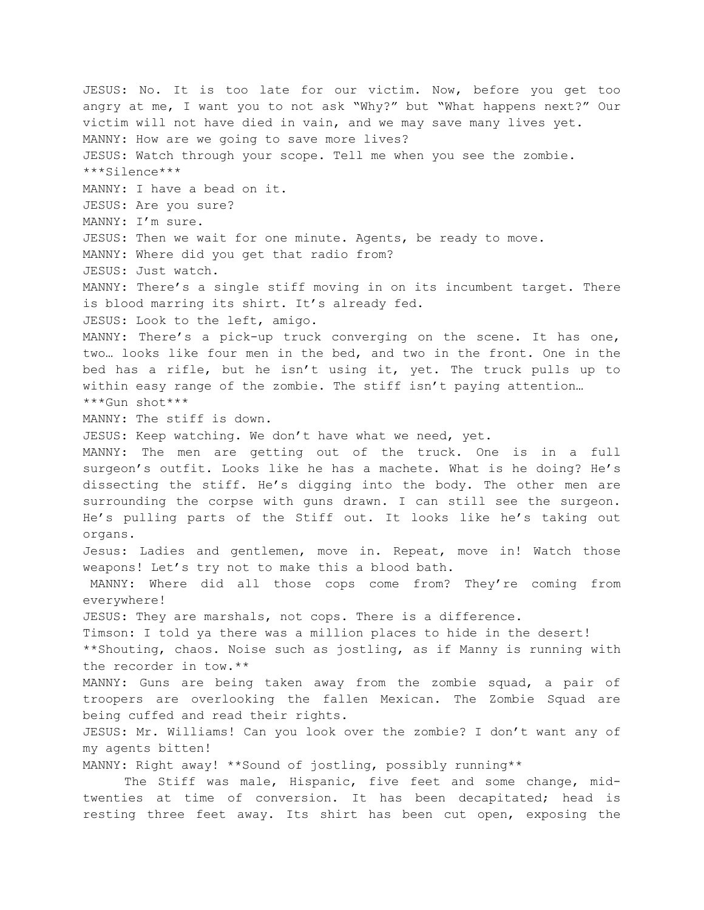JESUS: No. It is too late for our victim. Now, before you get too angry at me, I want you to not ask "Why?" but "What happens next?" Our victim will not have died in vain, and we may save many lives yet.
MANNY: How are we going to save more lives?
JESUS: Watch through your scope. Tell me when you see the zombie.
***Silence***
MANNY: I have a bead on it.
JESUS: Are you sure?
MANNY: I'm sure.
JESUS: Then we wait for one minute. Agents, be ready to move.
MANNY: Where did you get that radio from?
JESUS: Just watch.
MANNY: There's a single stiff moving in on its incumbent target. There is blood marring its shirt. It's already fed.
JESUS: Look to the left, amigo.
MANNY: There's a pick-up truck converging on the scene. It has one, two… looks like four men in the bed, and two in the front. One in the bed has a rifle, but he isn't using it, yet. The truck pulls up to within easy range of the zombie. The stiff isn't paying attention…
***Gun shot***
MANNY: The stiff is down.
JESUS: Keep watching. We don't have what we need, yet.
MANNY: The men are getting out of the truck. One is in a full surgeon's outfit. Looks like he has a machete. What is he doing? He's dissecting the stiff. He's digging into the body. The other men are surrounding the corpse with guns drawn. I can still see the surgeon. He's pulling parts of the Stiff out. It looks like he's taking out organs.
Jesus: Ladies and gentlemen, move in. Repeat, move in! Watch those weapons! Let's try not to make this a blood bath.
MANNY: Where did all those cops come from? They're coming from everywhere!
JESUS: They are marshals, not cops. There is a difference.
Timson: I told ya there was a million places to hide in the desert!
**Shouting, chaos. Noise such as jostling, as if Manny is running with the recorder in tow.**
MANNY: Guns are being taken away from the zombie squad, a pair of troopers are overlooking the fallen Mexican. The Zombie Squad are being cuffed and read their rights.
JESUS: Mr. Williams! Can you look over the zombie? I don't want any of my agents bitten!
MANNY: Right away! **Sound of jostling, possibly running**

The Stiff was male, Hispanic, five feet and some change, mid-twenties at time of conversion. It has been decapitated; head is resting three feet away. Its shirt has been cut open, exposing the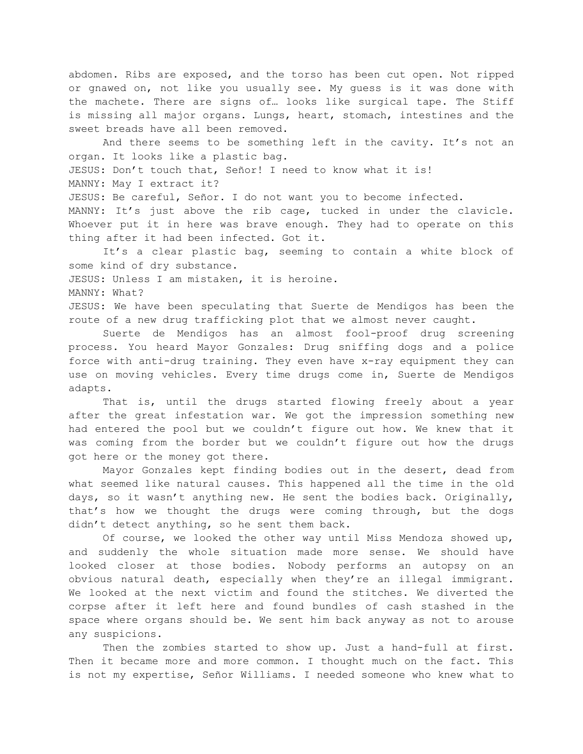abdomen. Ribs are exposed, and the torso has been cut open. Not ripped or gnawed on, not like you usually see. My guess is it was done with the machete. There are signs of… looks like surgical tape. The Stiff is missing all major organs. Lungs, heart, stomach, intestines and the sweet breads have all been removed.

And there seems to be something left in the cavity. It's not an organ. It looks like a plastic bag.

JESUS: Don't touch that, Señor! I need to know what it is!

MANNY: May I extract it?

JESUS: Be careful, Señor. I do not want you to become infected.

MANNY: It's just above the rib cage, tucked in under the clavicle. Whoever put it in here was brave enough. They had to operate on this thing after it had been infected. Got it.

It's a clear plastic bag, seeming to contain a white block of some kind of dry substance.

JESUS: Unless I am mistaken, it is heroine.

MANNY: What?

JESUS: We have been speculating that Suerte de Mendigos has been the route of a new drug trafficking plot that we almost never caught.

Suerte de Mendigos has an almost fool-proof drug screening process. You heard Mayor Gonzales: Drug sniffing dogs and a police force with anti-drug training. They even have x-ray equipment they can use on moving vehicles. Every time drugs come in, Suerte de Mendigos adapts.

That is, until the drugs started flowing freely about a year after the great infestation war. We got the impression something new had entered the pool but we couldn't figure out how. We knew that it was coming from the border but we couldn't figure out how the drugs got here or the money got there.

Mayor Gonzales kept finding bodies out in the desert, dead from what seemed like natural causes. This happened all the time in the old days, so it wasn't anything new. He sent the bodies back. Originally, that's how we thought the drugs were coming through, but the dogs didn't detect anything, so he sent them back.

Of course, we looked the other way until Miss Mendoza showed up, and suddenly the whole situation made more sense. We should have looked closer at those bodies. Nobody performs an autopsy on an obvious natural death, especially when they're an illegal immigrant. We looked at the next victim and found the stitches. We diverted the corpse after it left here and found bundles of cash stashed in the space where organs should be. We sent him back anyway as not to arouse any suspicions.

Then the zombies started to show up. Just a hand-full at first. Then it became more and more common. I thought much on the fact. This is not my expertise, Señor Williams. I needed someone who knew what to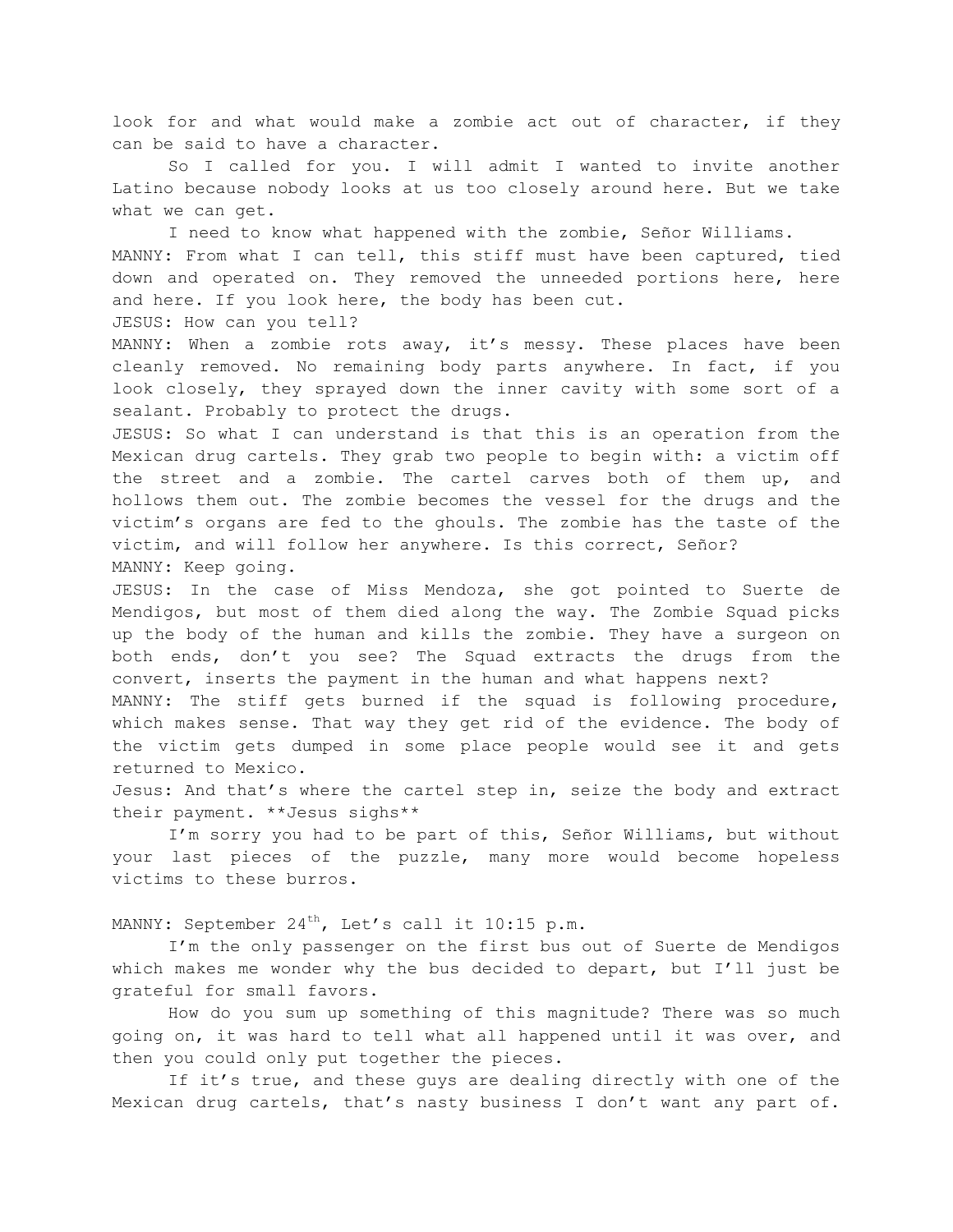look for and what would make a zombie act out of character, if they can be said to have a character.

So I called for you. I will admit I wanted to invite another Latino because nobody looks at us too closely around here. But we take what we can get.

I need to know what happened with the zombie, Señor Williams.

MANNY: From what I can tell, this stiff must have been captured, tied down and operated on. They removed the unneeded portions here, here and here. If you look here, the body has been cut.

JESUS: How can you tell?

MANNY: When a zombie rots away, it's messy. These places have been cleanly removed. No remaining body parts anywhere. In fact, if you look closely, they sprayed down the inner cavity with some sort of a sealant. Probably to protect the drugs.

JESUS: So what I can understand is that this is an operation from the Mexican drug cartels. They grab two people to begin with: a victim off the street and a zombie. The cartel carves both of them up, and hollows them out. The zombie becomes the vessel for the drugs and the victim's organs are fed to the ghouls. The zombie has the taste of the victim, and will follow her anywhere. Is this correct, Señor?

MANNY: Keep going.

JESUS: In the case of Miss Mendoza, she got pointed to Suerte de Mendigos, but most of them died along the way. The Zombie Squad picks up the body of the human and kills the zombie. They have a surgeon on both ends, don't you see? The Squad extracts the drugs from the convert, inserts the payment in the human and what happens next?

MANNY: The stiff gets burned if the squad is following procedure, which makes sense. That way they get rid of the evidence. The body of the victim gets dumped in some place people would see it and gets returned to Mexico.

Jesus: And that's where the cartel step in, seize the body and extract their payment. **Jesus sighs**

I'm sorry you had to be part of this, Señor Williams, but without your last pieces of the puzzle, many more would become hopeless victims to these burros.

MANNY: September 24th, Let's call it 10:15 p.m.

I'm the only passenger on the first bus out of Suerte de Mendigos which makes me wonder why the bus decided to depart, but I'll just be grateful for small favors.

How do you sum up something of this magnitude? There was so much going on, it was hard to tell what all happened until it was over, and then you could only put together the pieces.

If it's true, and these guys are dealing directly with one of the Mexican drug cartels, that's nasty business I don't want any part of.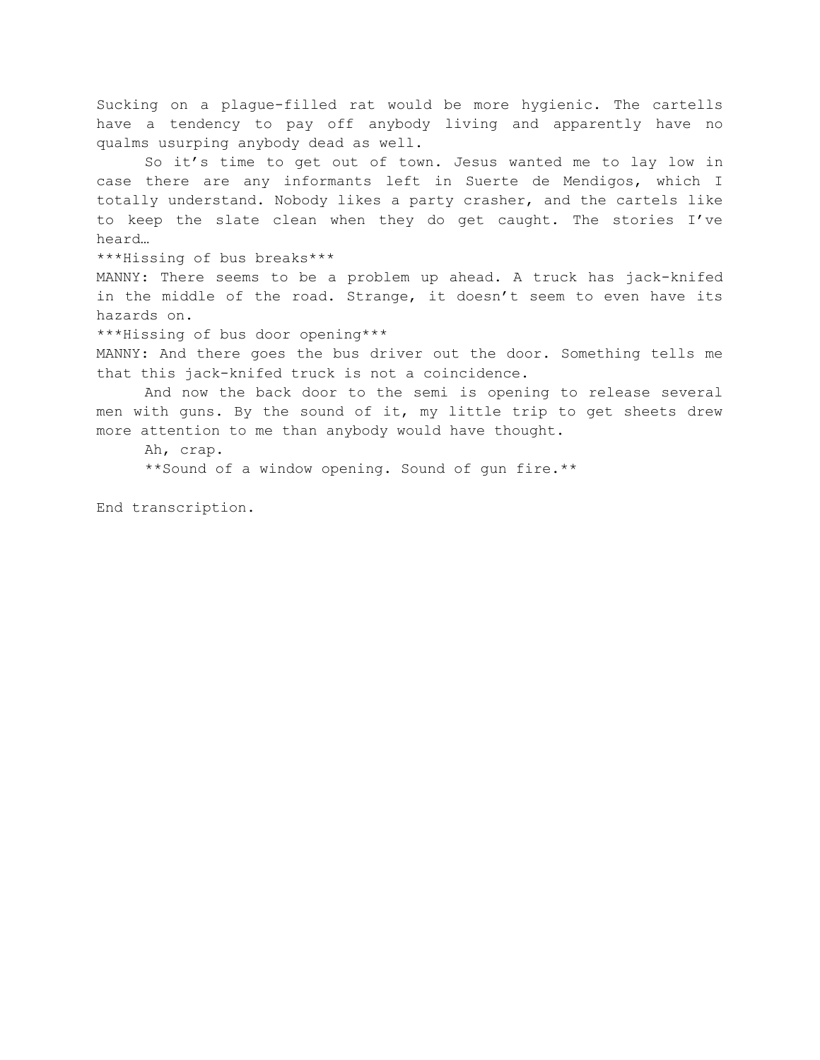Sucking on a plague-filled rat would be more hygienic. The cartells have a tendency to pay off anybody living and apparently have no qualms usurping anybody dead as well.

So it's time to get out of town. Jesus wanted me to lay low in case there are any informants left in Suerte de Mendigos, which I totally understand. Nobody likes a party crasher, and the cartels like to keep the slate clean when they do get caught. The stories I've heard…

***Hissing of bus breaks***

MANNY: There seems to be a problem up ahead. A truck has jack-knifed in the middle of the road. Strange, it doesn't seem to even have its hazards on.

***Hissing of bus door opening***

MANNY: And there goes the bus driver out the door. Something tells me that this jack-knifed truck is not a coincidence.

And now the back door to the semi is opening to release several men with guns. By the sound of it, my little trip to get sheets drew more attention to me than anybody would have thought.

Ah, crap.

**Sound of a window opening. Sound of gun fire.**

End transcription.